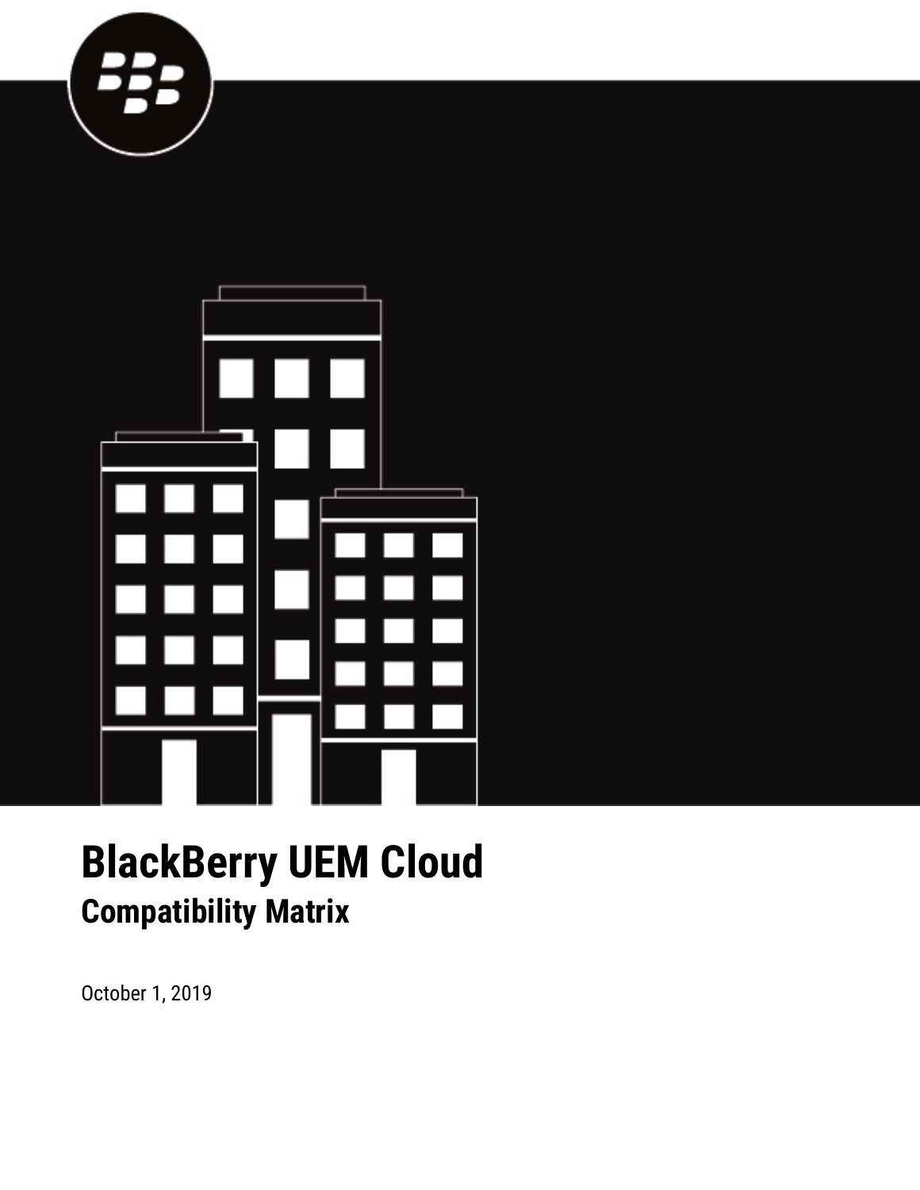# BlackBerry UEM Cloud

## Compatibility Matrix

October 1, 2019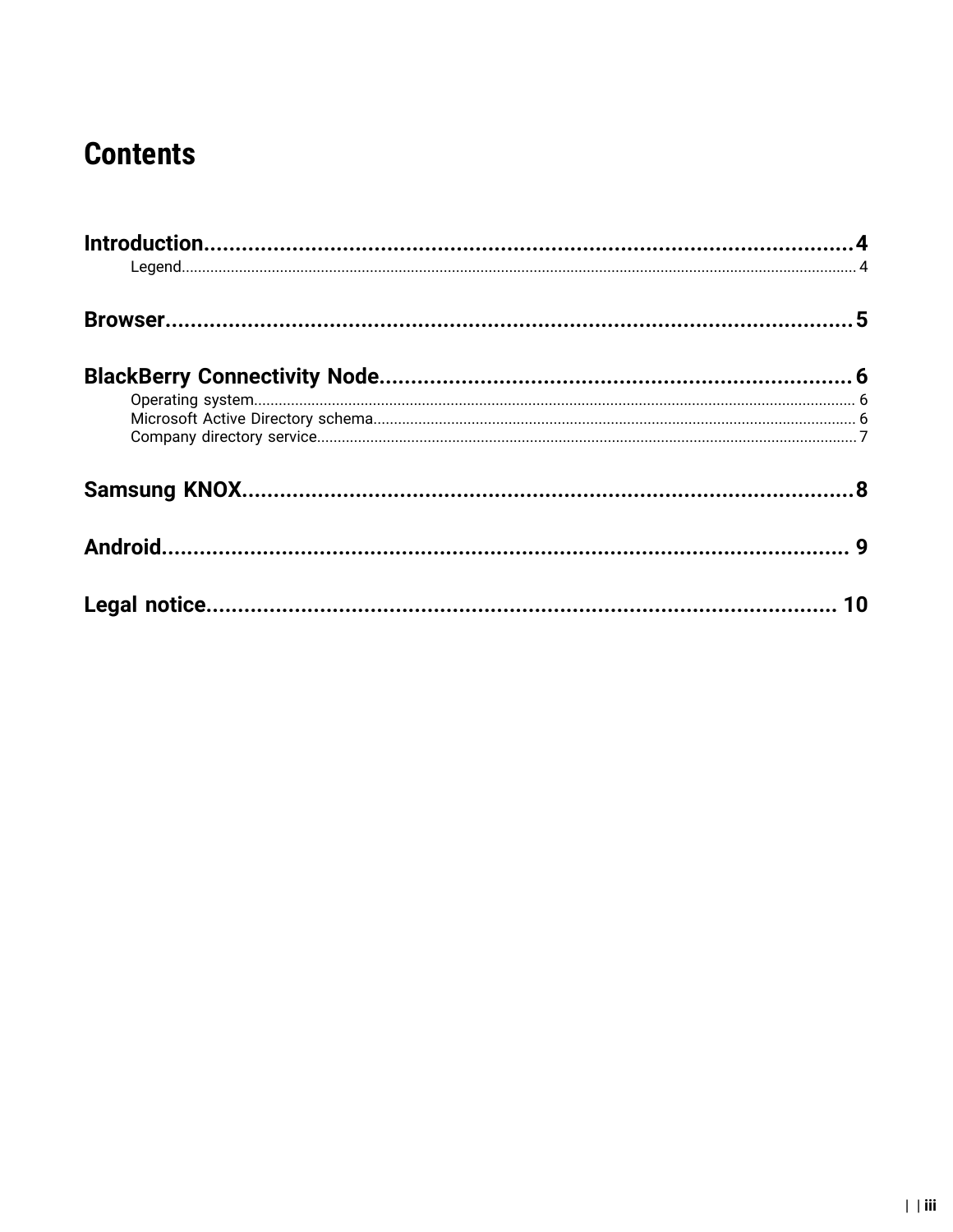# Contents

**Introduction** .................................................................................................... **4**
- Legend ........................................................................................................ 4

**Browser** ......................................................................................................... **5**

**BlackBerry Connectivity Node** ........................................................................ **6**
- Operating system ......................................................................................... 6
- Microsoft Active Directory schema ............................................................... 6
- Company directory service ........................................................................... 7

**Samsung KNOX** .............................................................................................. **8**

**Android** ........................................................................................................... **9**

**Legal notice** .................................................................................................. **10**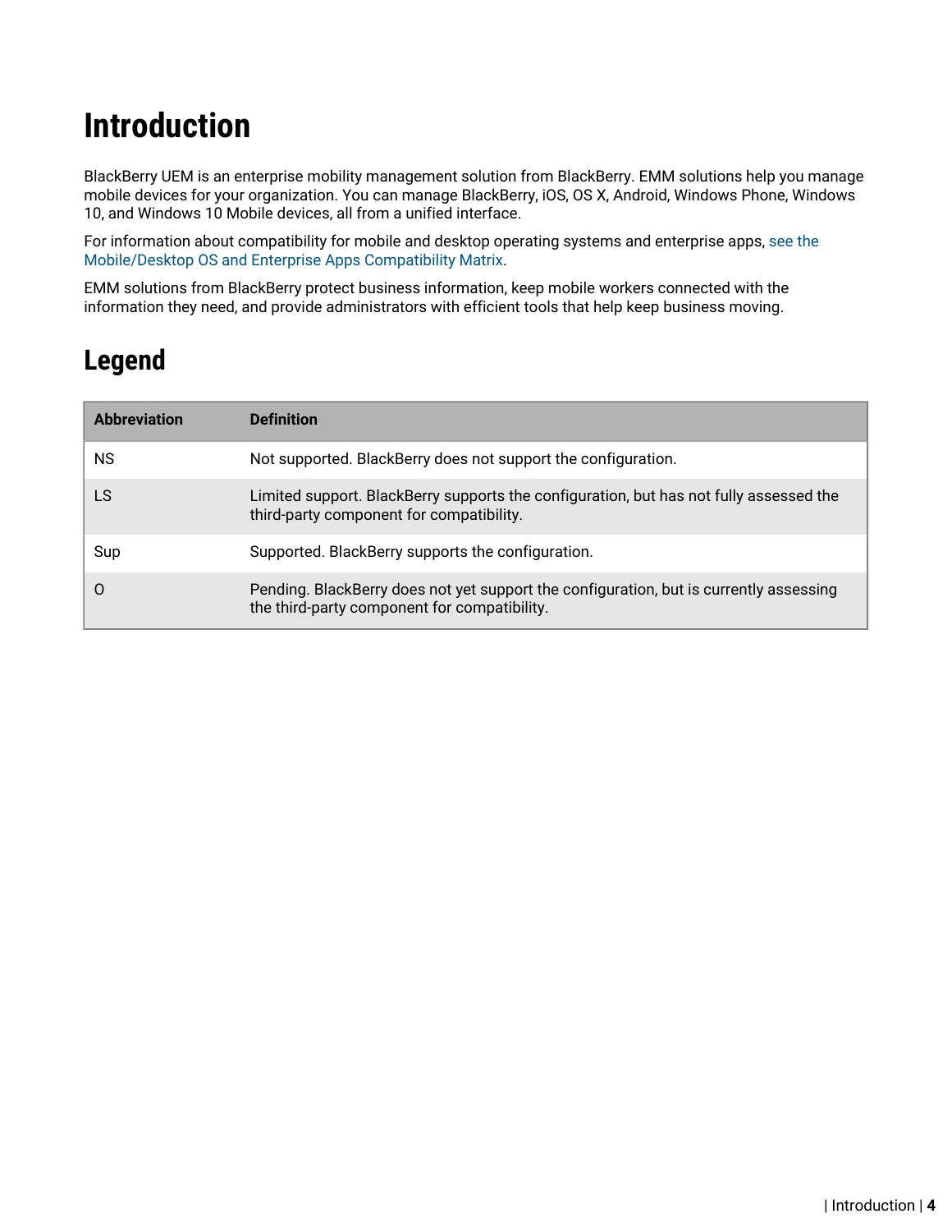# Introduction

BlackBerry UEM is an enterprise mobility management solution from BlackBerry. EMM solutions help you manage mobile devices for your organization. You can manage BlackBerry, iOS, OS X, Android, Windows Phone, Windows 10, and Windows 10 Mobile devices, all from a unified interface.

For information about compatibility for mobile and desktop operating systems and enterprise apps, see the Mobile/Desktop OS and Enterprise Apps Compatibility Matrix.

EMM solutions from BlackBerry protect business information, keep mobile workers connected with the information they need, and provide administrators with efficient tools that help keep business moving.

## Legend

| Abbreviation | Definition |
| --- | --- |
| NS | Not supported. BlackBerry does not support the configuration. |
| LS | Limited support. BlackBerry supports the configuration, but has not fully assessed the third-party component for compatibility. |
| Sup | Supported. BlackBerry supports the configuration. |
| O | Pending. BlackBerry does not yet support the configuration, but is currently assessing the third-party component for compatibility. |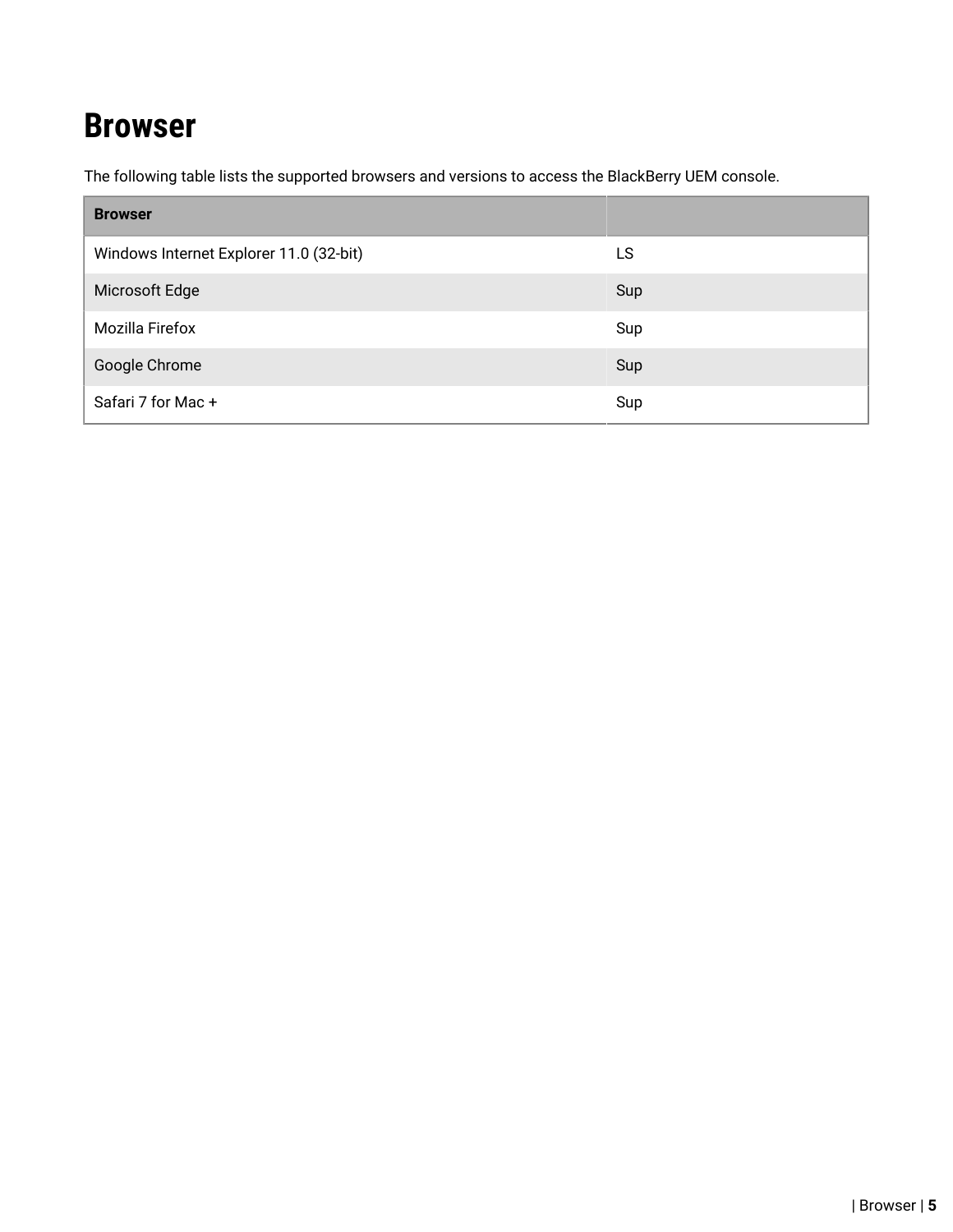# Browser

The following table lists the supported browsers and versions to access the BlackBerry UEM console.

| Browser | |
|---|---|
| Windows Internet Explorer 11.0 (32-bit) | LS |
| Microsoft Edge | Sup |
| Mozilla Firefox | Sup |
| Google Chrome | Sup |
| Safari 7 for Mac + | Sup |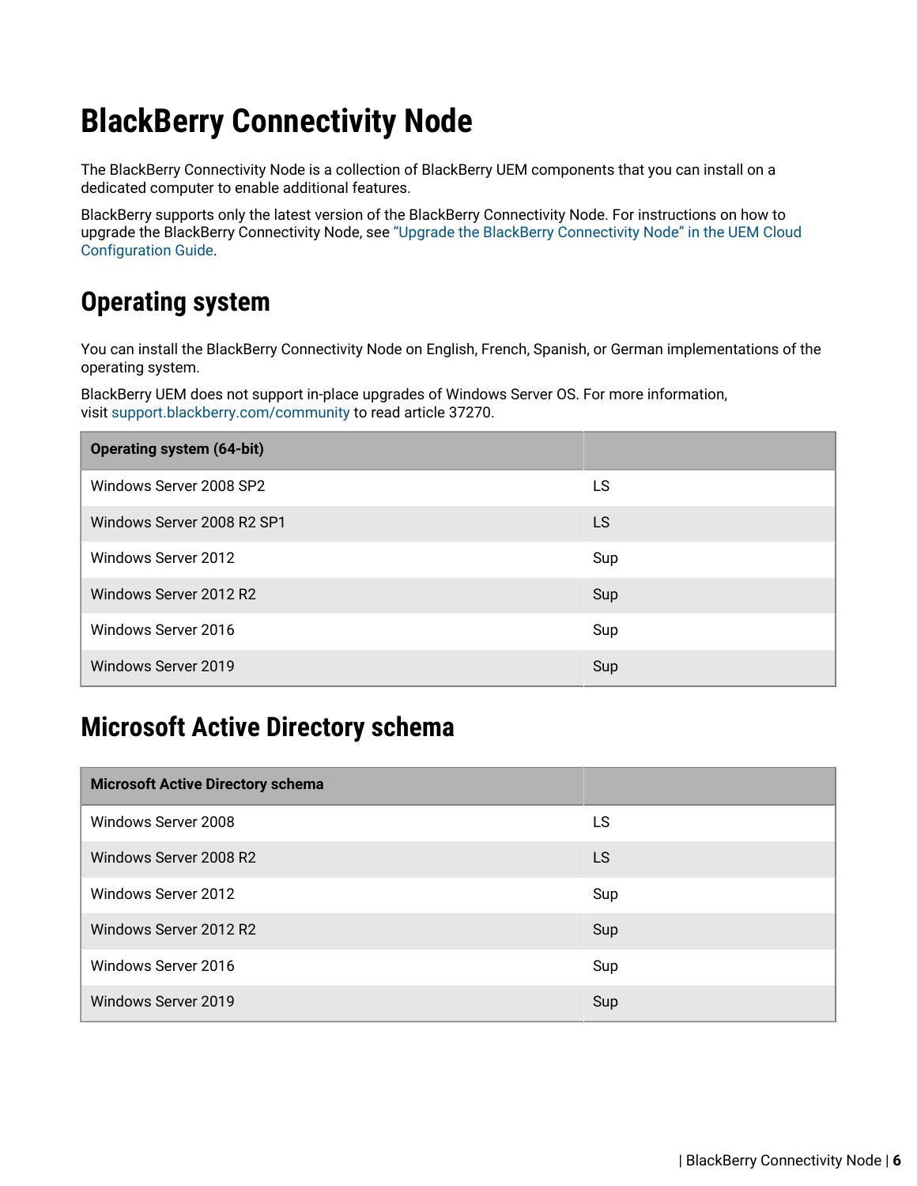# BlackBerry Connectivity Node

The BlackBerry Connectivity Node is a collection of BlackBerry UEM components that you can install on a dedicated computer to enable additional features.

BlackBerry supports only the latest version of the BlackBerry Connectivity Node. For instructions on how to upgrade the BlackBerry Connectivity Node, see "Upgrade the BlackBerry Connectivity Node" in the UEM Cloud Configuration Guide.

## Operating system

You can install the BlackBerry Connectivity Node on English, French, Spanish, or German implementations of the operating system.

BlackBerry UEM does not support in-place upgrades of Windows Server OS. For more information, visit support.blackberry.com/community to read article 37270.

| Operating system (64-bit) | |
|---|---|
| Windows Server 2008 SP2 | LS |
| Windows Server 2008 R2 SP1 | LS |
| Windows Server 2012 | Sup |
| Windows Server 2012 R2 | Sup |
| Windows Server 2016 | Sup |
| Windows Server 2019 | Sup |

## Microsoft Active Directory schema

| Microsoft Active Directory schema | |
|---|---|
| Windows Server 2008 | LS |
| Windows Server 2008 R2 | LS |
| Windows Server 2012 | Sup |
| Windows Server 2012 R2 | Sup |
| Windows Server 2016 | Sup |
| Windows Server 2019 | Sup |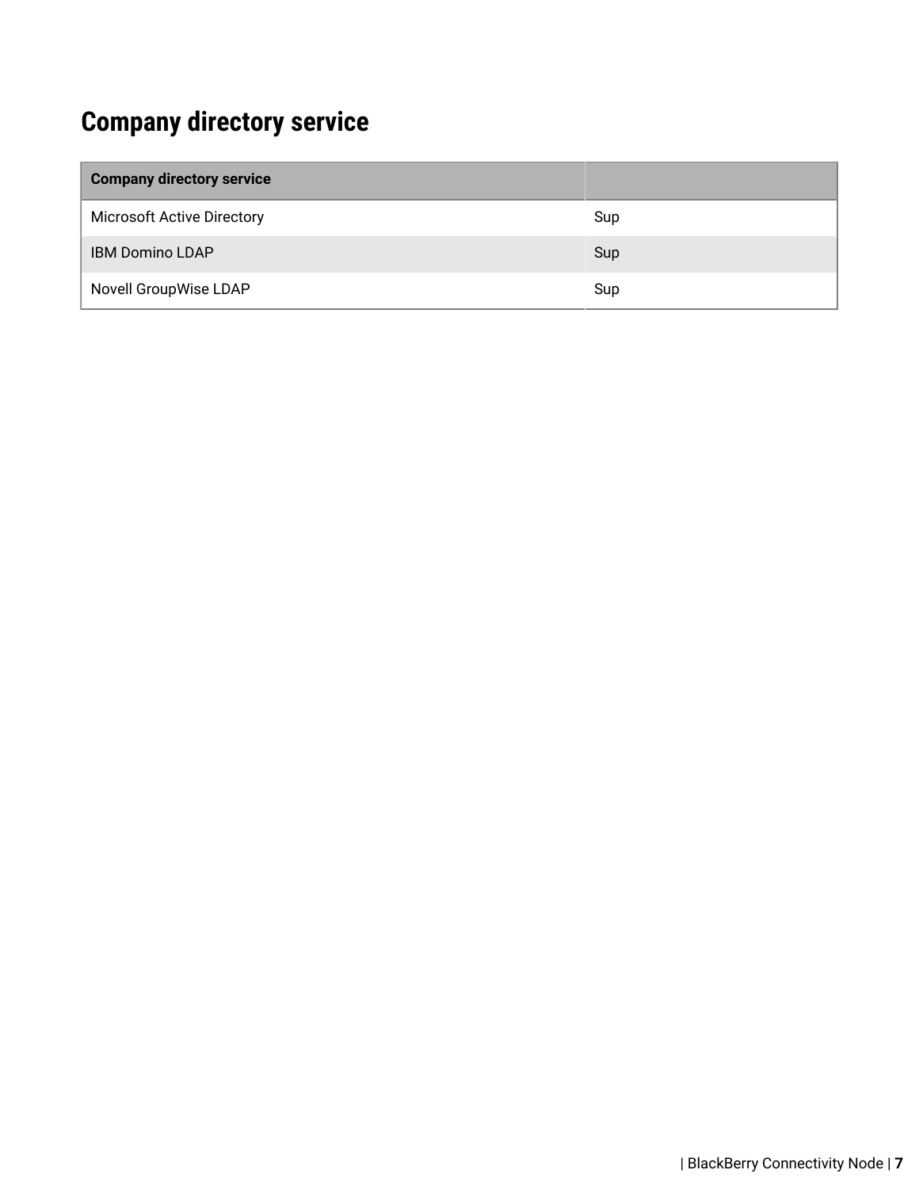# Company directory service

| Company directory service | |
| --- | --- |
| Microsoft Active Directory | Sup |
| IBM Domino LDAP | Sup |
| Novell GroupWise LDAP | Sup |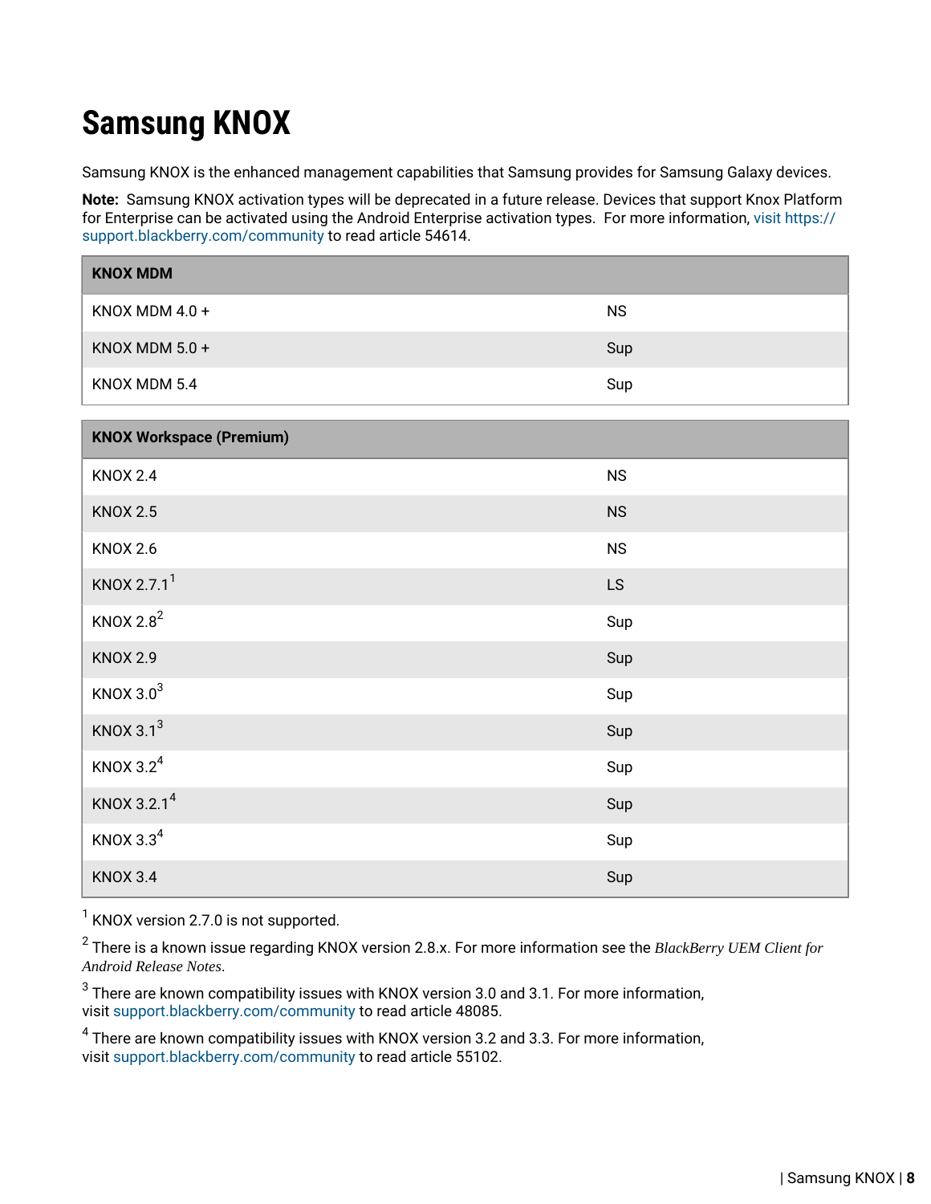# Samsung KNOX

Samsung KNOX is the enhanced management capabilities that Samsung provides for Samsung Galaxy devices.

**Note:** Samsung KNOX activation types will be deprecated in a future release. Devices that support Knox Platform for Enterprise can be activated using the Android Enterprise activation types. For more information, visit https://support.blackberry.com/community to read article 54614.

| KNOX MDM | |
|---|---|
| KNOX MDM 4.0 + | NS |
| KNOX MDM 5.0 + | Sup |
| KNOX MDM 5.4 | Sup |

| KNOX Workspace (Premium) | |
|---|---|
| KNOX 2.4 | NS |
| KNOX 2.5 | NS |
| KNOX 2.6 | NS |
| KNOX 2.7.1[1] | LS |
| KNOX 2.8[2] | Sup |
| KNOX 2.9 | Sup |
| KNOX 3.0[3] | Sup |
| KNOX 3.1[3] | Sup |
| KNOX 3.2[4] | Sup |
| KNOX 3.2.1[4] | Sup |
| KNOX 3.3[4] | Sup |
| KNOX 3.4 | Sup |

[1] KNOX version 2.7.0 is not supported.

[2] There is a known issue regarding KNOX version 2.8.x. For more information see the *BlackBerry UEM Client for Android Release Notes*.

[3] There are known compatibility issues with KNOX version 3.0 and 3.1. For more information, visit support.blackberry.com/community to read article 48085.

[4] There are known compatibility issues with KNOX version 3.2 and 3.3. For more information, visit support.blackberry.com/community to read article 55102.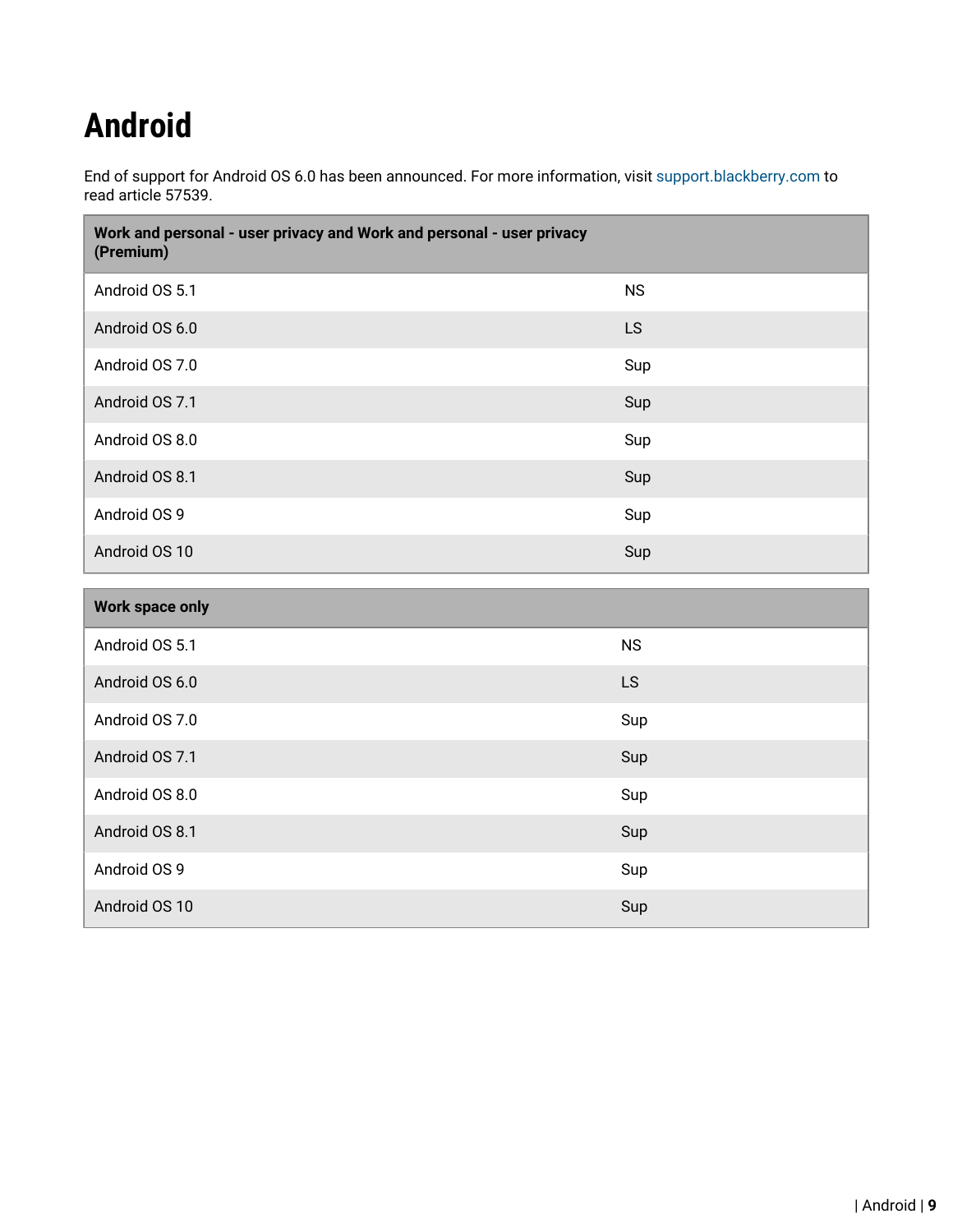# Android

End of support for Android OS 6.0 has been announced. For more information, visit support.blackberry.com to read article 57539.

| Work and personal - user privacy and Work and personal - user privacy (Premium) | |
|---|---|
| Android OS 5.1 | NS |
| Android OS 6.0 | LS |
| Android OS 7.0 | Sup |
| Android OS 7.1 | Sup |
| Android OS 8.0 | Sup |
| Android OS 8.1 | Sup |
| Android OS 9 | Sup |
| Android OS 10 | Sup |

| Work space only | |
|---|---|
| Android OS 5.1 | NS |
| Android OS 6.0 | LS |
| Android OS 7.0 | Sup |
| Android OS 7.1 | Sup |
| Android OS 8.0 | Sup |
| Android OS 8.1 | Sup |
| Android OS 9 | Sup |
| Android OS 10 | Sup |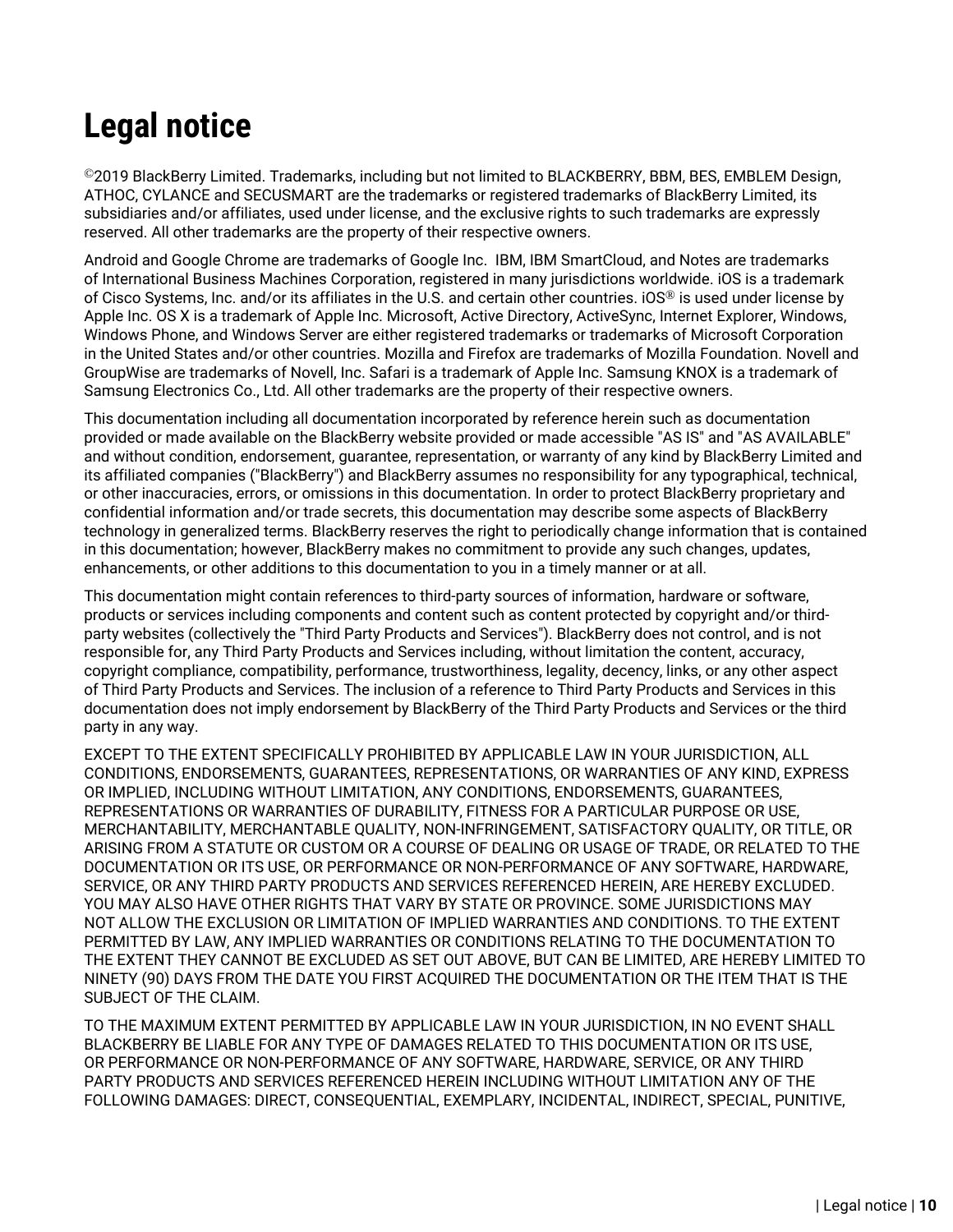# Legal notice

©2019 BlackBerry Limited. Trademarks, including but not limited to BLACKBERRY, BBM, BES, EMBLEM Design, ATHOC, CYLANCE and SECUSMART are the trademarks or registered trademarks of BlackBerry Limited, its subsidiaries and/or affiliates, used under license, and the exclusive rights to such trademarks are expressly reserved. All other trademarks are the property of their respective owners.

Android and Google Chrome are trademarks of Google Inc.  IBM, IBM SmartCloud, and Notes are trademarks of International Business Machines Corporation, registered in many jurisdictions worldwide. iOS is a trademark of Cisco Systems, Inc. and/or its affiliates in the U.S. and certain other countries. iOS® is used under license by Apple Inc. OS X is a trademark of Apple Inc. Microsoft, Active Directory, ActiveSync, Internet Explorer, Windows, Windows Phone, and Windows Server are either registered trademarks or trademarks of Microsoft Corporation in the United States and/or other countries. Mozilla and Firefox are trademarks of Mozilla Foundation. Novell and GroupWise are trademarks of Novell, Inc. Safari is a trademark of Apple Inc. Samsung KNOX is a trademark of Samsung Electronics Co., Ltd. All other trademarks are the property of their respective owners.

This documentation including all documentation incorporated by reference herein such as documentation provided or made available on the BlackBerry website provided or made accessible "AS IS" and "AS AVAILABLE" and without condition, endorsement, guarantee, representation, or warranty of any kind by BlackBerry Limited and its affiliated companies ("BlackBerry") and BlackBerry assumes no responsibility for any typographical, technical, or other inaccuracies, errors, or omissions in this documentation. In order to protect BlackBerry proprietary and confidential information and/or trade secrets, this documentation may describe some aspects of BlackBerry technology in generalized terms. BlackBerry reserves the right to periodically change information that is contained in this documentation; however, BlackBerry makes no commitment to provide any such changes, updates, enhancements, or other additions to this documentation to you in a timely manner or at all.

This documentation might contain references to third-party sources of information, hardware or software, products or services including components and content such as content protected by copyright and/or third-party websites (collectively the "Third Party Products and Services"). BlackBerry does not control, and is not responsible for, any Third Party Products and Services including, without limitation the content, accuracy, copyright compliance, compatibility, performance, trustworthiness, legality, decency, links, or any other aspect of Third Party Products and Services. The inclusion of a reference to Third Party Products and Services in this documentation does not imply endorsement by BlackBerry of the Third Party Products and Services or the third party in any way.

EXCEPT TO THE EXTENT SPECIFICALLY PROHIBITED BY APPLICABLE LAW IN YOUR JURISDICTION, ALL CONDITIONS, ENDORSEMENTS, GUARANTEES, REPRESENTATIONS, OR WARRANTIES OF ANY KIND, EXPRESS OR IMPLIED, INCLUDING WITHOUT LIMITATION, ANY CONDITIONS, ENDORSEMENTS, GUARANTEES, REPRESENTATIONS OR WARRANTIES OF DURABILITY, FITNESS FOR A PARTICULAR PURPOSE OR USE, MERCHANTABILITY, MERCHANTABLE QUALITY, NON-INFRINGEMENT, SATISFACTORY QUALITY, OR TITLE, OR ARISING FROM A STATUTE OR CUSTOM OR A COURSE OF DEALING OR USAGE OF TRADE, OR RELATED TO THE DOCUMENTATION OR ITS USE, OR PERFORMANCE OR NON-PERFORMANCE OF ANY SOFTWARE, HARDWARE, SERVICE, OR ANY THIRD PARTY PRODUCTS AND SERVICES REFERENCED HEREIN, ARE HEREBY EXCLUDED. YOU MAY ALSO HAVE OTHER RIGHTS THAT VARY BY STATE OR PROVINCE. SOME JURISDICTIONS MAY NOT ALLOW THE EXCLUSION OR LIMITATION OF IMPLIED WARRANTIES AND CONDITIONS. TO THE EXTENT PERMITTED BY LAW, ANY IMPLIED WARRANTIES OR CONDITIONS RELATING TO THE DOCUMENTATION TO THE EXTENT THEY CANNOT BE EXCLUDED AS SET OUT ABOVE, BUT CAN BE LIMITED, ARE HEREBY LIMITED TO NINETY (90) DAYS FROM THE DATE YOU FIRST ACQUIRED THE DOCUMENTATION OR THE ITEM THAT IS THE SUBJECT OF THE CLAIM.

TO THE MAXIMUM EXTENT PERMITTED BY APPLICABLE LAW IN YOUR JURISDICTION, IN NO EVENT SHALL BLACKBERRY BE LIABLE FOR ANY TYPE OF DAMAGES RELATED TO THIS DOCUMENTATION OR ITS USE, OR PERFORMANCE OR NON-PERFORMANCE OF ANY SOFTWARE, HARDWARE, SERVICE, OR ANY THIRD PARTY PRODUCTS AND SERVICES REFERENCED HEREIN INCLUDING WITHOUT LIMITATION ANY OF THE FOLLOWING DAMAGES: DIRECT, CONSEQUENTIAL, EXEMPLARY, INCIDENTAL, INDIRECT, SPECIAL, PUNITIVE,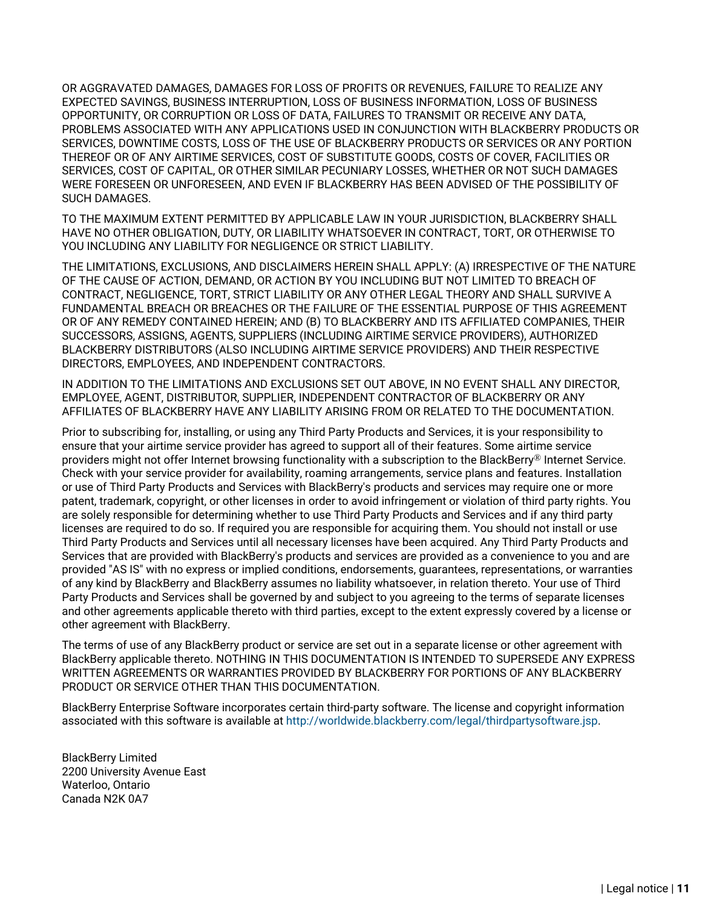OR AGGRAVATED DAMAGES, DAMAGES FOR LOSS OF PROFITS OR REVENUES, FAILURE TO REALIZE ANY EXPECTED SAVINGS, BUSINESS INTERRUPTION, LOSS OF BUSINESS INFORMATION, LOSS OF BUSINESS OPPORTUNITY, OR CORRUPTION OR LOSS OF DATA, FAILURES TO TRANSMIT OR RECEIVE ANY DATA, PROBLEMS ASSOCIATED WITH ANY APPLICATIONS USED IN CONJUNCTION WITH BLACKBERRY PRODUCTS OR SERVICES, DOWNTIME COSTS, LOSS OF THE USE OF BLACKBERRY PRODUCTS OR SERVICES OR ANY PORTION THEREOF OR OF ANY AIRTIME SERVICES, COST OF SUBSTITUTE GOODS, COSTS OF COVER, FACILITIES OR SERVICES, COST OF CAPITAL, OR OTHER SIMILAR PECUNIARY LOSSES, WHETHER OR NOT SUCH DAMAGES WERE FORESEEN OR UNFORESEEN, AND EVEN IF BLACKBERRY HAS BEEN ADVISED OF THE POSSIBILITY OF SUCH DAMAGES.

TO THE MAXIMUM EXTENT PERMITTED BY APPLICABLE LAW IN YOUR JURISDICTION, BLACKBERRY SHALL HAVE NO OTHER OBLIGATION, DUTY, OR LIABILITY WHATSOEVER IN CONTRACT, TORT, OR OTHERWISE TO YOU INCLUDING ANY LIABILITY FOR NEGLIGENCE OR STRICT LIABILITY.

THE LIMITATIONS, EXCLUSIONS, AND DISCLAIMERS HEREIN SHALL APPLY: (A) IRRESPECTIVE OF THE NATURE OF THE CAUSE OF ACTION, DEMAND, OR ACTION BY YOU INCLUDING BUT NOT LIMITED TO BREACH OF CONTRACT, NEGLIGENCE, TORT, STRICT LIABILITY OR ANY OTHER LEGAL THEORY AND SHALL SURVIVE A FUNDAMENTAL BREACH OR BREACHES OR THE FAILURE OF THE ESSENTIAL PURPOSE OF THIS AGREEMENT OR OF ANY REMEDY CONTAINED HEREIN; AND (B) TO BLACKBERRY AND ITS AFFILIATED COMPANIES, THEIR SUCCESSORS, ASSIGNS, AGENTS, SUPPLIERS (INCLUDING AIRTIME SERVICE PROVIDERS), AUTHORIZED BLACKBERRY DISTRIBUTORS (ALSO INCLUDING AIRTIME SERVICE PROVIDERS) AND THEIR RESPECTIVE DIRECTORS, EMPLOYEES, AND INDEPENDENT CONTRACTORS.

IN ADDITION TO THE LIMITATIONS AND EXCLUSIONS SET OUT ABOVE, IN NO EVENT SHALL ANY DIRECTOR, EMPLOYEE, AGENT, DISTRIBUTOR, SUPPLIER, INDEPENDENT CONTRACTOR OF BLACKBERRY OR ANY AFFILIATES OF BLACKBERRY HAVE ANY LIABILITY ARISING FROM OR RELATED TO THE DOCUMENTATION.

Prior to subscribing for, installing, or using any Third Party Products and Services, it is your responsibility to ensure that your airtime service provider has agreed to support all of their features. Some airtime service providers might not offer Internet browsing functionality with a subscription to the BlackBerry® Internet Service. Check with your service provider for availability, roaming arrangements, service plans and features. Installation or use of Third Party Products and Services with BlackBerry's products and services may require one or more patent, trademark, copyright, or other licenses in order to avoid infringement or violation of third party rights. You are solely responsible for determining whether to use Third Party Products and Services and if any third party licenses are required to do so. If required you are responsible for acquiring them. You should not install or use Third Party Products and Services until all necessary licenses have been acquired. Any Third Party Products and Services that are provided with BlackBerry's products and services are provided as a convenience to you and are provided "AS IS" with no express or implied conditions, endorsements, guarantees, representations, or warranties of any kind by BlackBerry and BlackBerry assumes no liability whatsoever, in relation thereto. Your use of Third Party Products and Services shall be governed by and subject to you agreeing to the terms of separate licenses and other agreements applicable thereto with third parties, except to the extent expressly covered by a license or other agreement with BlackBerry.

The terms of use of any BlackBerry product or service are set out in a separate license or other agreement with BlackBerry applicable thereto. NOTHING IN THIS DOCUMENTATION IS INTENDED TO SUPERSEDE ANY EXPRESS WRITTEN AGREEMENTS OR WARRANTIES PROVIDED BY BLACKBERRY FOR PORTIONS OF ANY BLACKBERRY PRODUCT OR SERVICE OTHER THAN THIS DOCUMENTATION.

BlackBerry Enterprise Software incorporates certain third-party software. The license and copyright information associated with this software is available at http://worldwide.blackberry.com/legal/thirdpartysoftware.jsp.

BlackBerry Limited
2200 University Avenue East
Waterloo, Ontario
Canada N2K 0A7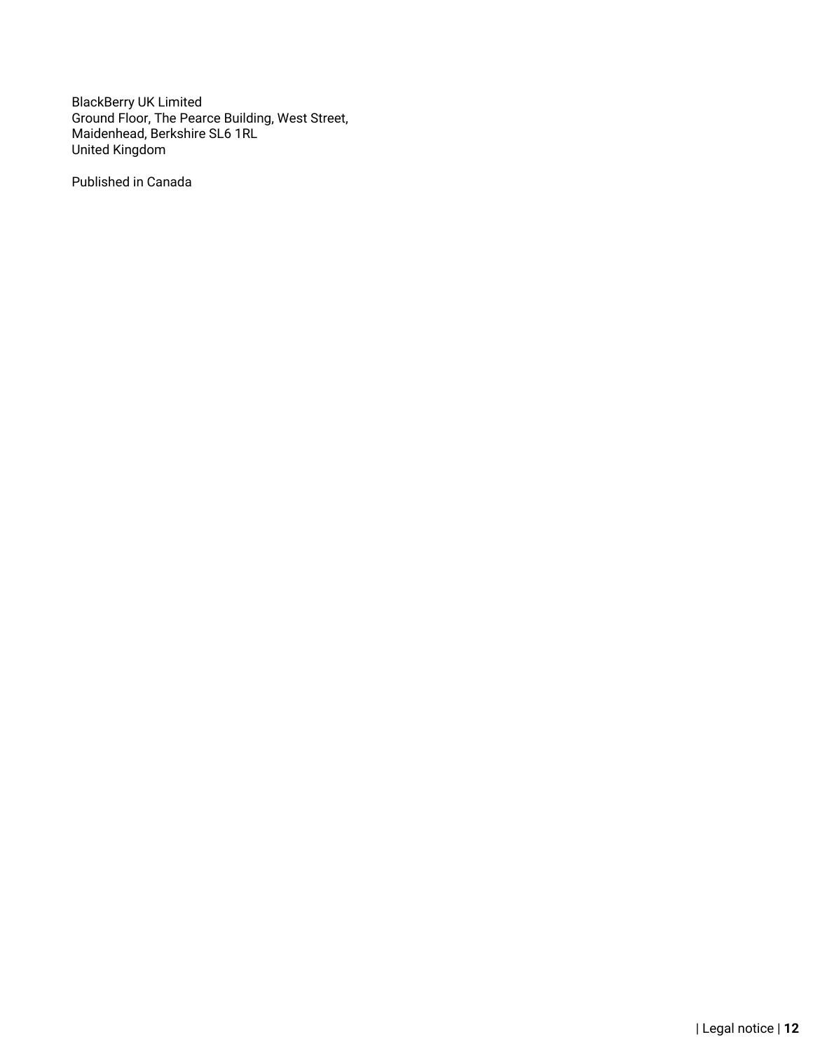BlackBerry UK Limited
Ground Floor, The Pearce Building, West Street,
Maidenhead, Berkshire SL6 1RL
United Kingdom

Published in Canada